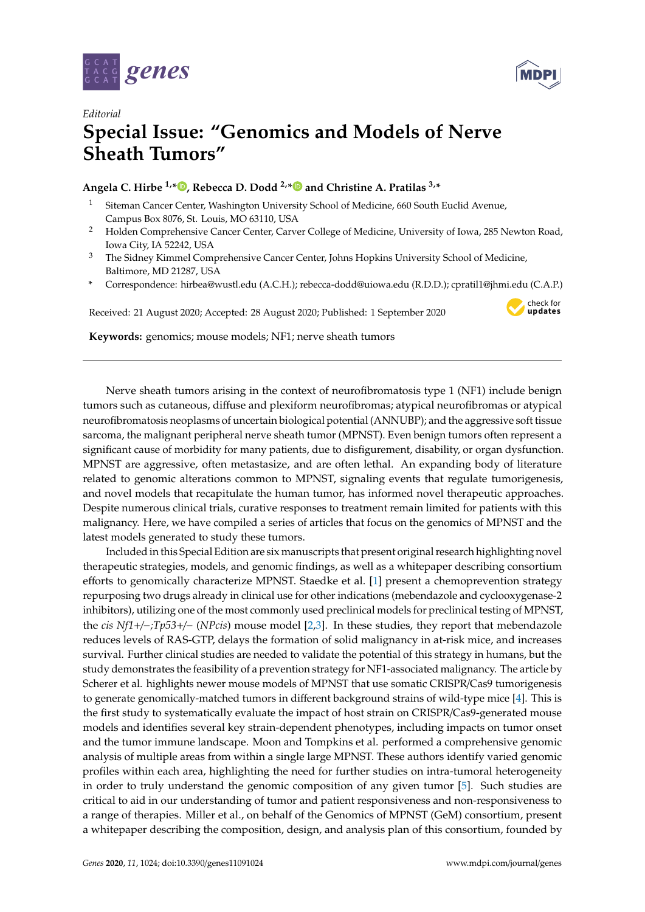*Editorial*

# Special Issue: "Genomics and Models of Nerve Sheath Tumors"

**Angela C. Hirbe [1,*], Rebecca D. Dodd [2,*] and Christine A. Pratilas [3,*]**

1. Siteman Cancer Center, Washington University School of Medicine, 660 South Euclid Avenue, Campus Box 8076, St. Louis, MO 63110, USA
2. Holden Comprehensive Cancer Center, Carver College of Medicine, University of Iowa, 285 Newton Road, Iowa City, IA 52242, USA
3. The Sidney Kimmel Comprehensive Cancer Center, Johns Hopkins University School of Medicine, Baltimore, MD 21287, USA

\* Correspondence: hirbea@wustl.edu (A.C.H.); rebecca-dodd@uiowa.edu (R.D.D.); cpratil1@jhmi.edu (C.A.P.)

Received: 21 August 2020; Accepted: 28 August 2020; Published: 1 September 2020

**Keywords:** genomics; mouse models; NF1; nerve sheath tumors

---

Nerve sheath tumors arising in the context of neurofibromatosis type 1 (NF1) include benign tumors such as cutaneous, diffuse and plexiform neurofibromas; atypical neurofibromas or atypical neurofibromatosis neoplasms of uncertain biological potential (ANNUBP); and the aggressive soft tissue sarcoma, the malignant peripheral nerve sheath tumor (MPNST). Even benign tumors often represent a significant cause of morbidity for many patients, due to disfigurement, disability, or organ dysfunction. MPNST are aggressive, often metastasize, and are often lethal. An expanding body of literature related to genomic alterations common to MPNST, signaling events that regulate tumorigenesis, and novel models that recapitulate the human tumor, has informed novel therapeutic approaches. Despite numerous clinical trials, curative responses to treatment remain limited for patients with this malignancy. Here, we have compiled a series of articles that focus on the genomics of MPNST and the latest models generated to study these tumors.

Included in this Special Edition are six manuscripts that present original research highlighting novel therapeutic strategies, models, and genomic findings, as well as a whitepaper describing consortium efforts to genomically characterize MPNST. Staedke et al. [1] present a chemoprevention strategy repurposing two drugs already in clinical use for other indications (mebendazole and cyclooxygenase-2 inhibitors), utilizing one of the most commonly used preclinical models for preclinical testing of MPNST, the *cis Nf1+/−;Tp53+/−* (*NPcis*) mouse model [2,3]. In these studies, they report that mebendazole reduces levels of RAS-GTP, delays the formation of solid malignancy in at-risk mice, and increases survival. Further clinical studies are needed to validate the potential of this strategy in humans, but the study demonstrates the feasibility of a prevention strategy for NF1-associated malignancy. The article by Scherer et al. highlights newer mouse models of MPNST that use somatic CRISPR/Cas9 tumorigenesis to generate genomically-matched tumors in different background strains of wild-type mice [4]. This is the first study to systematically evaluate the impact of host strain on CRISPR/Cas9-generated mouse models and identifies several key strain-dependent phenotypes, including impacts on tumor onset and the tumor immune landscape. Moon and Tompkins et al. performed a comprehensive genomic analysis of multiple areas from within a single large MPNST. These authors identify varied genomic profiles within each area, highlighting the need for further studies on intra-tumoral heterogeneity in order to truly understand the genomic composition of any given tumor [5]. Such studies are critical to aid in our understanding of tumor and patient responsiveness and non-responsiveness to a range of therapies. Miller et al., on behalf of the Genomics of MPNST (GeM) consortium, present a whitepaper describing the composition, design, and analysis plan of this consortium, founded by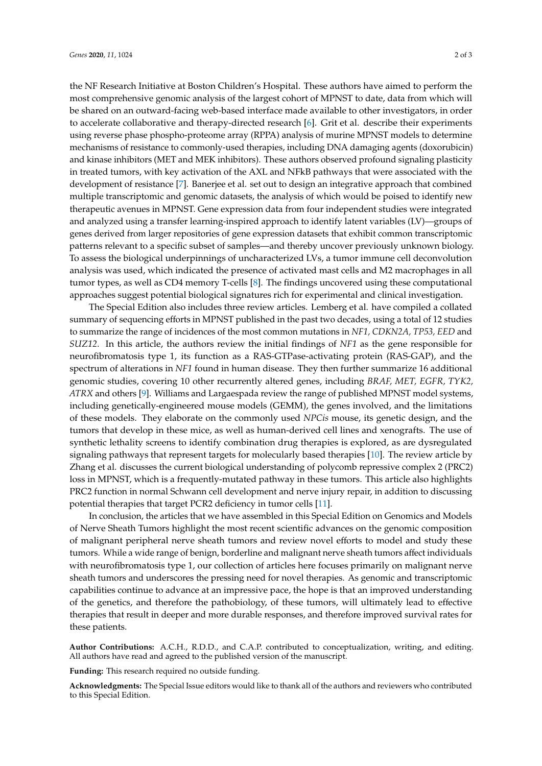the NF Research Initiative at Boston Children's Hospital. These authors have aimed to perform the most comprehensive genomic analysis of the largest cohort of MPNST to date, data from which will be shared on an outward-facing web-based interface made available to other investigators, in order to accelerate collaborative and therapy-directed research [6]. Grit et al. describe their experiments using reverse phase phospho-proteome array (RPPA) analysis of murine MPNST models to determine mechanisms of resistance to commonly-used therapies, including DNA damaging agents (doxorubicin) and kinase inhibitors (MET and MEK inhibitors). These authors observed profound signaling plasticity in treated tumors, with key activation of the AXL and NFkB pathways that were associated with the development of resistance [7]. Banerjee et al. set out to design an integrative approach that combined multiple transcriptomic and genomic datasets, the analysis of which would be poised to identify new therapeutic avenues in MPNST. Gene expression data from four independent studies were integrated and analyzed using a transfer learning-inspired approach to identify latent variables (LV)—groups of genes derived from larger repositories of gene expression datasets that exhibit common transcriptomic patterns relevant to a specific subset of samples—and thereby uncover previously unknown biology. To assess the biological underpinnings of uncharacterized LVs, a tumor immune cell deconvolution analysis was used, which indicated the presence of activated mast cells and M2 macrophages in all tumor types, as well as CD4 memory T-cells [8]. The findings uncovered using these computational approaches suggest potential biological signatures rich for experimental and clinical investigation.

The Special Edition also includes three review articles. Lemberg et al. have compiled a collated summary of sequencing efforts in MPNST published in the past two decades, using a total of 12 studies to summarize the range of incidences of the most common mutations in *NF1, CDKN2A, TP53, EED* and *SUZ12*. In this article, the authors review the initial findings of *NF1* as the gene responsible for neurofibromatosis type 1, its function as a RAS-GTPase-activating protein (RAS-GAP), and the spectrum of alterations in *NF1* found in human disease. They then further summarize 16 additional genomic studies, covering 10 other recurrently altered genes, including *BRAF, MET, EGFR, TYK2, ATRX* and others [9]. Williams and Largaespada review the range of published MPNST model systems, including genetically-engineered mouse models (GEMM), the genes involved, and the limitations of these models. They elaborate on the commonly used *NPCis* mouse, its genetic design, and the tumors that develop in these mice, as well as human-derived cell lines and xenografts. The use of synthetic lethality screens to identify combination drug therapies is explored, as are dysregulated signaling pathways that represent targets for molecularly based therapies [10]. The review article by Zhang et al. discusses the current biological understanding of polycomb repressive complex 2 (PRC2) loss in MPNST, which is a frequently-mutated pathway in these tumors. This article also highlights PRC2 function in normal Schwann cell development and nerve injury repair, in addition to discussing potential therapies that target PCR2 deficiency in tumor cells [11].

In conclusion, the articles that we have assembled in this Special Edition on Genomics and Models of Nerve Sheath Tumors highlight the most recent scientific advances on the genomic composition of malignant peripheral nerve sheath tumors and review novel efforts to model and study these tumors. While a wide range of benign, borderline and malignant nerve sheath tumors affect individuals with neurofibromatosis type 1, our collection of articles here focuses primarily on malignant nerve sheath tumors and underscores the pressing need for novel therapies. As genomic and transcriptomic capabilities continue to advance at an impressive pace, the hope is that an improved understanding of the genetics, and therefore the pathobiology, of these tumors, will ultimately lead to effective therapies that result in deeper and more durable responses, and therefore improved survival rates for these patients.

**Author Contributions:** A.C.H., R.D.D., and C.A.P. contributed to conceptualization, writing, and editing. All authors have read and agreed to the published version of the manuscript.

**Funding:** This research required no outside funding.

**Acknowledgments:** The Special Issue editors would like to thank all of the authors and reviewers who contributed to this Special Edition.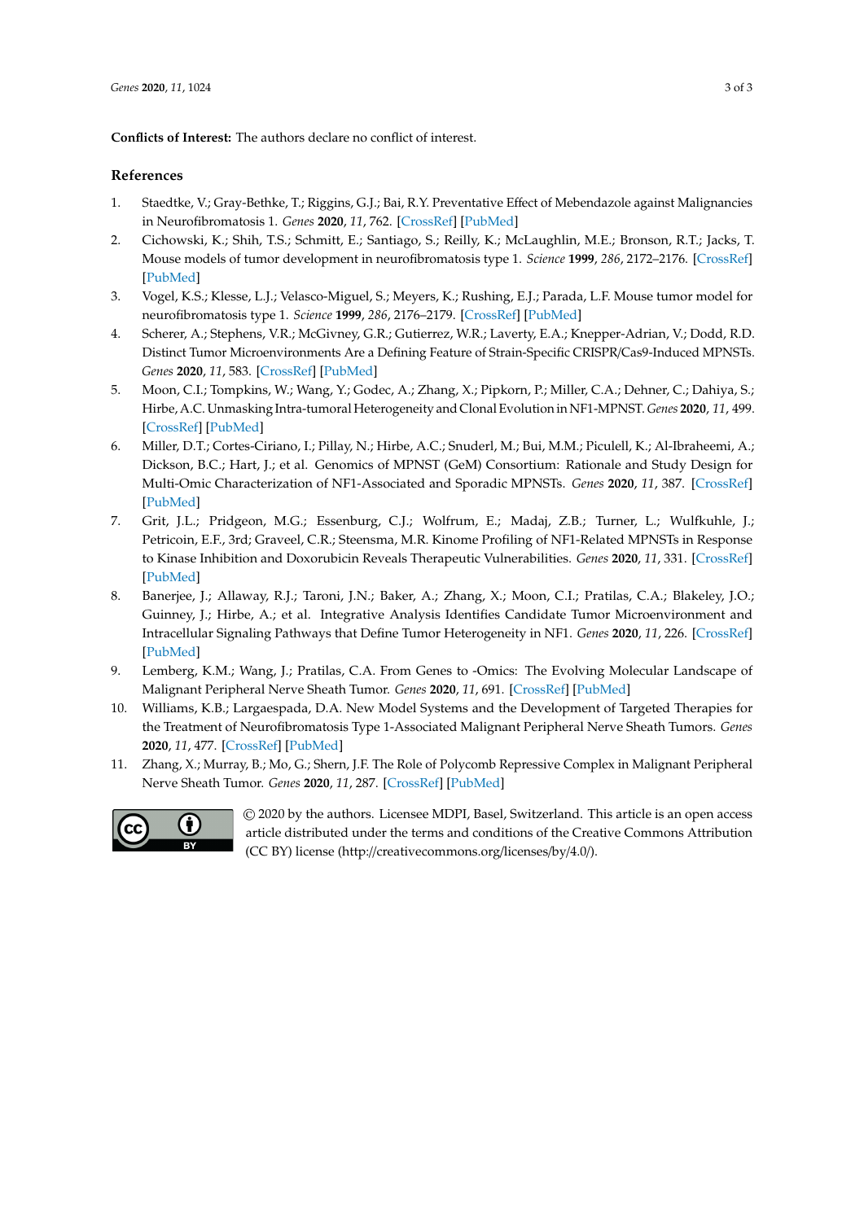**Conflicts of Interest:** The authors declare no conflict of interest.

## References

1. Staedtke, V.; Gray-Bethke, T.; Riggins, G.J.; Bai, R.Y. Preventative Effect of Mebendazole against Malignancies in Neurofibromatosis 1. *Genes* **2020**, *11*, 762. [CrossRef] [PubMed]
2. Cichowski, K.; Shih, T.S.; Schmitt, E.; Santiago, S.; Reilly, K.; McLaughlin, M.E.; Bronson, R.T.; Jacks, T. Mouse models of tumor development in neurofibromatosis type 1. *Science* **1999**, *286*, 2172–2176. [CrossRef] [PubMed]
3. Vogel, K.S.; Klesse, L.J.; Velasco-Miguel, S.; Meyers, K.; Rushing, E.J.; Parada, L.F. Mouse tumor model for neurofibromatosis type 1. *Science* **1999**, *286*, 2176–2179. [CrossRef] [PubMed]
4. Scherer, A.; Stephens, V.R.; McGivney, G.R.; Gutierrez, W.R.; Laverty, E.A.; Knepper-Adrian, V.; Dodd, R.D. Distinct Tumor Microenvironments Are a Defining Feature of Strain-Specific CRISPR/Cas9-Induced MPNSTs. *Genes* **2020**, *11*, 583. [CrossRef] [PubMed]
5. Moon, C.I.; Tompkins, W.; Wang, Y.; Godec, A.; Zhang, X.; Pipkorn, P.; Miller, C.A.; Dehner, C.; Dahiya, S.; Hirbe, A.C. Unmasking Intra-tumoral Heterogeneity and Clonal Evolution in NF1-MPNST. *Genes* **2020**, *11*, 499. [CrossRef] [PubMed]
6. Miller, D.T.; Cortes-Ciriano, I.; Pillay, N.; Hirbe, A.C.; Snuderl, M.; Bui, M.M.; Piculell, K.; Al-Ibraheemi, A.; Dickson, B.C.; Hart, J.; et al. Genomics of MPNST (GeM) Consortium: Rationale and Study Design for Multi-Omic Characterization of NF1-Associated and Sporadic MPNSTs. *Genes* **2020**, *11*, 387. [CrossRef] [PubMed]
7. Grit, J.L.; Pridgeon, M.G.; Essenburg, C.J.; Wolfrum, E.; Madaj, Z.B.; Turner, L.; Wulfkuhle, J.; Petricoin, E.F., 3rd; Graveel, C.R.; Steensma, M.R. Kinome Profiling of NF1-Related MPNSTs in Response to Kinase Inhibition and Doxorubicin Reveals Therapeutic Vulnerabilities. *Genes* **2020**, *11*, 331. [CrossRef] [PubMed]
8. Banerjee, J.; Allaway, R.J.; Taroni, J.N.; Baker, A.; Zhang, X.; Moon, C.I.; Pratilas, C.A.; Blakeley, J.O.; Guinney, J.; Hirbe, A.; et al. Integrative Analysis Identifies Candidate Tumor Microenvironment and Intracellular Signaling Pathways that Define Tumor Heterogeneity in NF1. *Genes* **2020**, *11*, 226. [CrossRef] [PubMed]
9. Lemberg, K.M.; Wang, J.; Pratilas, C.A. From Genes to -Omics: The Evolving Molecular Landscape of Malignant Peripheral Nerve Sheath Tumor. *Genes* **2020**, *11*, 691. [CrossRef] [PubMed]
10. Williams, K.B.; Largaespada, D.A. New Model Systems and the Development of Targeted Therapies for the Treatment of Neurofibromatosis Type 1-Associated Malignant Peripheral Nerve Sheath Tumors. *Genes* **2020**, *11*, 477. [CrossRef] [PubMed]
11. Zhang, X.; Murray, B.; Mo, G.; Shern, J.F. The Role of Polycomb Repressive Complex in Malignant Peripheral Nerve Sheath Tumor. *Genes* **2020**, *11*, 287. [CrossRef] [PubMed]

© 2020 by the authors. Licensee MDPI, Basel, Switzerland. This article is an open access article distributed under the terms and conditions of the Creative Commons Attribution (CC BY) license (http://creativecommons.org/licenses/by/4.0/).